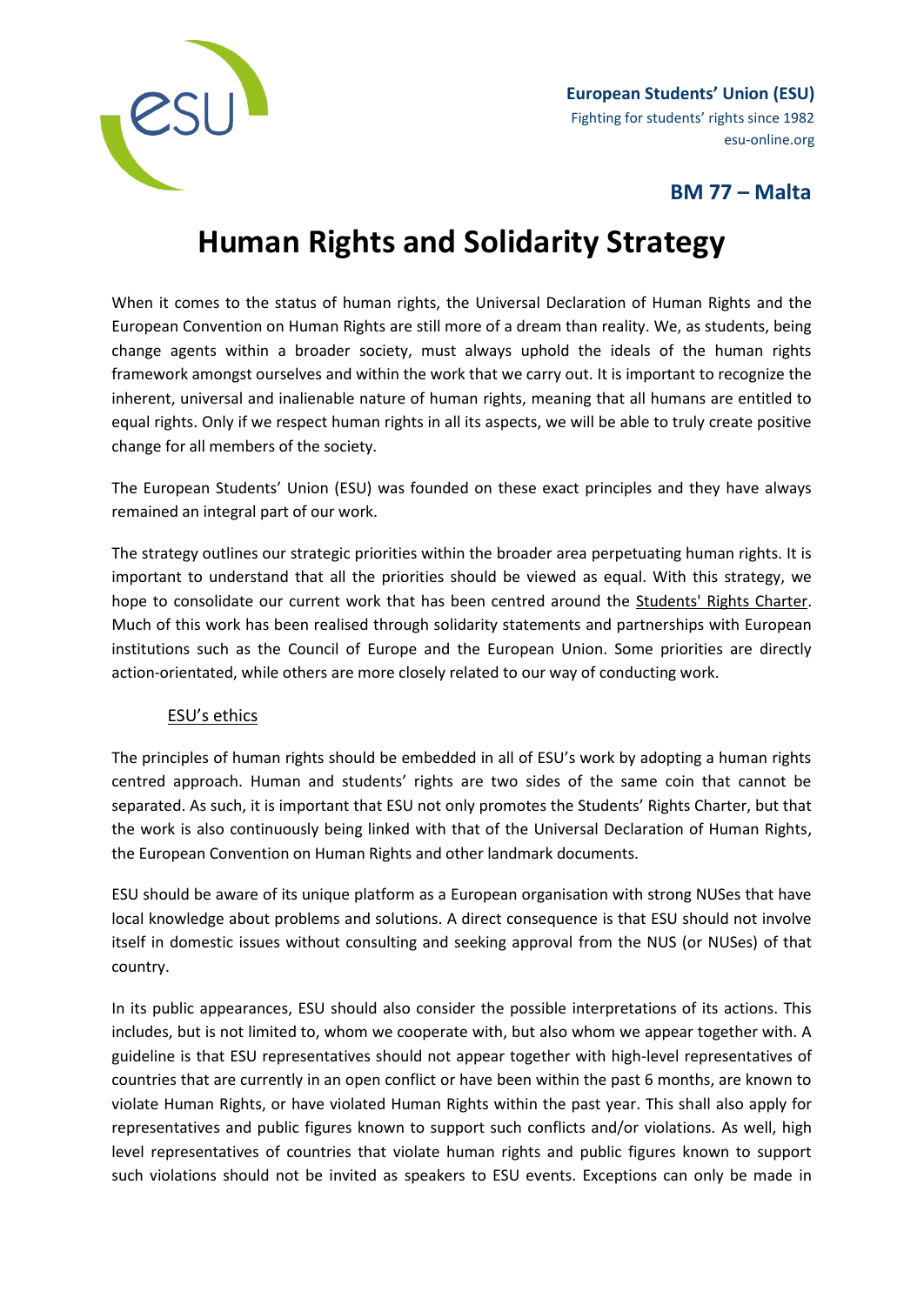**European Students' Union (ESU)**
Fighting for students' rights since 1982
esu-online.org

**BM 77 – Malta**

# Human Rights and Solidarity Strategy

When it comes to the status of human rights, the Universal Declaration of Human Rights and the European Convention on Human Rights are still more of a dream than reality. We, as students, being change agents within a broader society, must always uphold the ideals of the human rights framework amongst ourselves and within the work that we carry out. It is important to recognize the inherent, universal and inalienable nature of human rights, meaning that all humans are entitled to equal rights. Only if we respect human rights in all its aspects, we will be able to truly create positive change for all members of the society.

The European Students' Union (ESU) was founded on these exact principles and they have always remained an integral part of our work.

The strategy outlines our strategic priorities within the broader area perpetuating human rights. It is important to understand that all the priorities should be viewed as equal. With this strategy, we hope to consolidate our current work that has been centred around the Students' Rights Charter. Much of this work has been realised through solidarity statements and partnerships with European institutions such as the Council of Europe and the European Union. Some priorities are directly action-orientated, while others are more closely related to our way of conducting work.

## ESU's ethics

The principles of human rights should be embedded in all of ESU's work by adopting a human rights centred approach. Human and students' rights are two sides of the same coin that cannot be separated. As such, it is important that ESU not only promotes the Students' Rights Charter, but that the work is also continuously being linked with that of the Universal Declaration of Human Rights, the European Convention on Human Rights and other landmark documents.

ESU should be aware of its unique platform as a European organisation with strong NUSes that have local knowledge about problems and solutions. A direct consequence is that ESU should not involve itself in domestic issues without consulting and seeking approval from the NUS (or NUSes) of that country.

In its public appearances, ESU should also consider the possible interpretations of its actions. This includes, but is not limited to, whom we cooperate with, but also whom we appear together with. A guideline is that ESU representatives should not appear together with high-level representatives of countries that are currently in an open conflict or have been within the past 6 months, are known to violate Human Rights, or have violated Human Rights within the past year. This shall also apply for representatives and public figures known to support such conflicts and/or violations. As well, high level representatives of countries that violate human rights and public figures known to support such violations should not be invited as speakers to ESU events. Exceptions can only be made in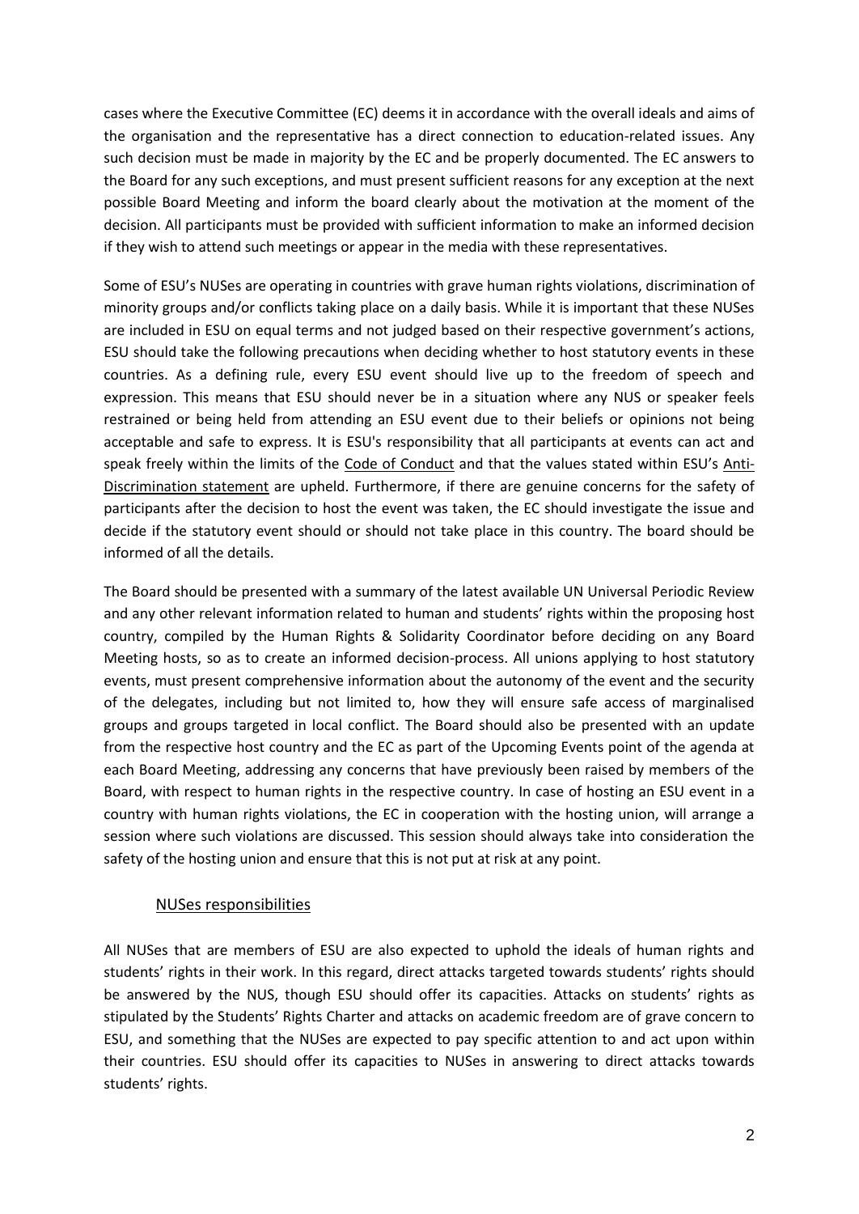cases where the Executive Committee (EC) deems it in accordance with the overall ideals and aims of the organisation and the representative has a direct connection to education-related issues. Any such decision must be made in majority by the EC and be properly documented. The EC answers to the Board for any such exceptions, and must present sufficient reasons for any exception at the next possible Board Meeting and inform the board clearly about the motivation at the moment of the decision. All participants must be provided with sufficient information to make an informed decision if they wish to attend such meetings or appear in the media with these representatives.

Some of ESU's NUSes are operating in countries with grave human rights violations, discrimination of minority groups and/or conflicts taking place on a daily basis. While it is important that these NUSes are included in ESU on equal terms and not judged based on their respective government's actions, ESU should take the following precautions when deciding whether to host statutory events in these countries. As a defining rule, every ESU event should live up to the freedom of speech and expression. This means that ESU should never be in a situation where any NUS or speaker feels restrained or being held from attending an ESU event due to their beliefs or opinions not being acceptable and safe to express. It is ESU's responsibility that all participants at events can act and speak freely within the limits of the Code of Conduct and that the values stated within ESU's Anti-Discrimination statement are upheld. Furthermore, if there are genuine concerns for the safety of participants after the decision to host the event was taken, the EC should investigate the issue and decide if the statutory event should or should not take place in this country. The board should be informed of all the details.

The Board should be presented with a summary of the latest available UN Universal Periodic Review and any other relevant information related to human and students' rights within the proposing host country, compiled by the Human Rights & Solidarity Coordinator before deciding on any Board Meeting hosts, so as to create an informed decision-process. All unions applying to host statutory events, must present comprehensive information about the autonomy of the event and the security of the delegates, including but not limited to, how they will ensure safe access of marginalised groups and groups targeted in local conflict. The Board should also be presented with an update from the respective host country and the EC as part of the Upcoming Events point of the agenda at each Board Meeting, addressing any concerns that have previously been raised by members of the Board, with respect to human rights in the respective country. In case of hosting an ESU event in a country with human rights violations, the EC in cooperation with the hosting union, will arrange a session where such violations are discussed. This session should always take into consideration the safety of the hosting union and ensure that this is not put at risk at any point.

## NUSes responsibilities

All NUSes that are members of ESU are also expected to uphold the ideals of human rights and students' rights in their work. In this regard, direct attacks targeted towards students' rights should be answered by the NUS, though ESU should offer its capacities. Attacks on students' rights as stipulated by the Students' Rights Charter and attacks on academic freedom are of grave concern to ESU, and something that the NUSes are expected to pay specific attention to and act upon within their countries. ESU should offer its capacities to NUSes in answering to direct attacks towards students' rights.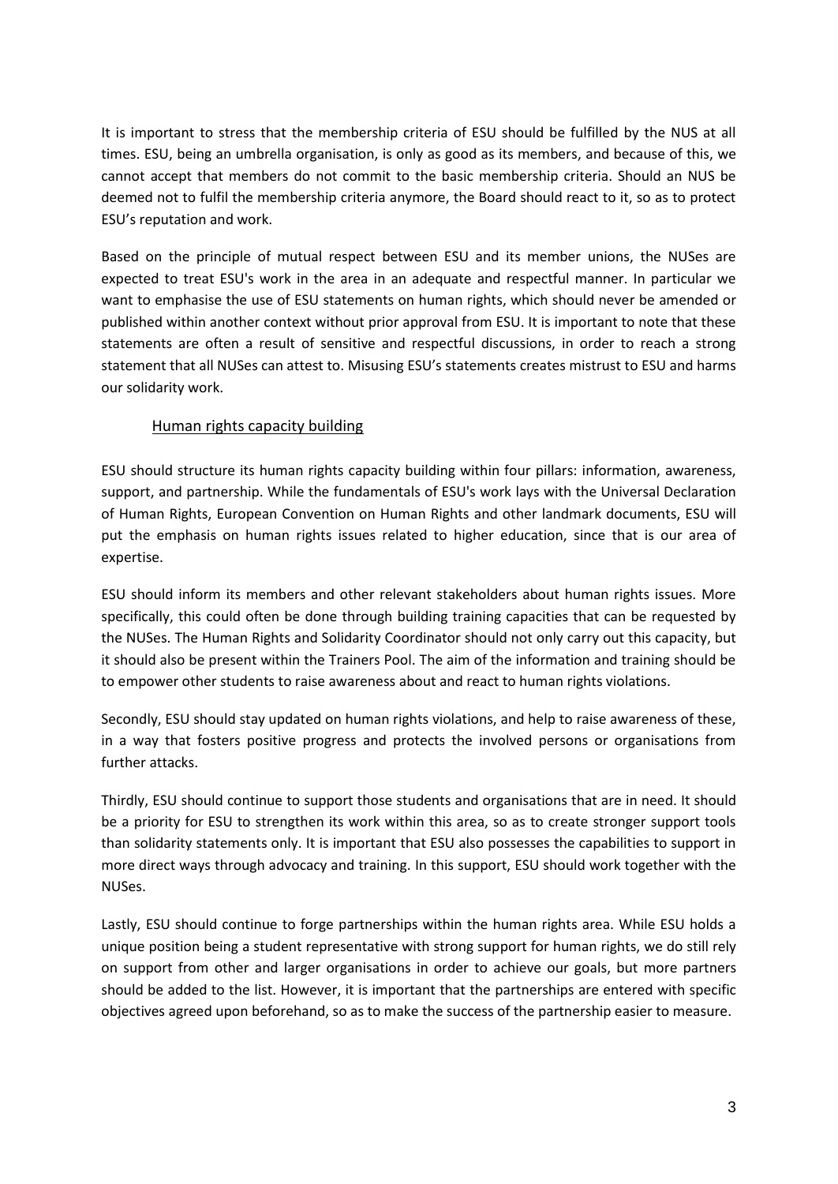It is important to stress that the membership criteria of ESU should be fulfilled by the NUS at all times. ESU, being an umbrella organisation, is only as good as its members, and because of this, we cannot accept that members do not commit to the basic membership criteria. Should an NUS be deemed not to fulfil the membership criteria anymore, the Board should react to it, so as to protect ESU's reputation and work.

Based on the principle of mutual respect between ESU and its member unions, the NUSes are expected to treat ESU's work in the area in an adequate and respectful manner. In particular we want to emphasise the use of ESU statements on human rights, which should never be amended or published within another context without prior approval from ESU. It is important to note that these statements are often a result of sensitive and respectful discussions, in order to reach a strong statement that all NUSes can attest to. Misusing ESU's statements creates mistrust to ESU and harms our solidarity work.

## Human rights capacity building

ESU should structure its human rights capacity building within four pillars: information, awareness, support, and partnership. While the fundamentals of ESU's work lays with the Universal Declaration of Human Rights, European Convention on Human Rights and other landmark documents, ESU will put the emphasis on human rights issues related to higher education, since that is our area of expertise.

ESU should inform its members and other relevant stakeholders about human rights issues. More specifically, this could often be done through building training capacities that can be requested by the NUSes. The Human Rights and Solidarity Coordinator should not only carry out this capacity, but it should also be present within the Trainers Pool. The aim of the information and training should be to empower other students to raise awareness about and react to human rights violations.

Secondly, ESU should stay updated on human rights violations, and help to raise awareness of these, in a way that fosters positive progress and protects the involved persons or organisations from further attacks.

Thirdly, ESU should continue to support those students and organisations that are in need. It should be a priority for ESU to strengthen its work within this area, so as to create stronger support tools than solidarity statements only. It is important that ESU also possesses the capabilities to support in more direct ways through advocacy and training. In this support, ESU should work together with the NUSes.

Lastly, ESU should continue to forge partnerships within the human rights area. While ESU holds a unique position being a student representative with strong support for human rights, we do still rely on support from other and larger organisations in order to achieve our goals, but more partners should be added to the list. However, it is important that the partnerships are entered with specific objectives agreed upon beforehand, so as to make the success of the partnership easier to measure.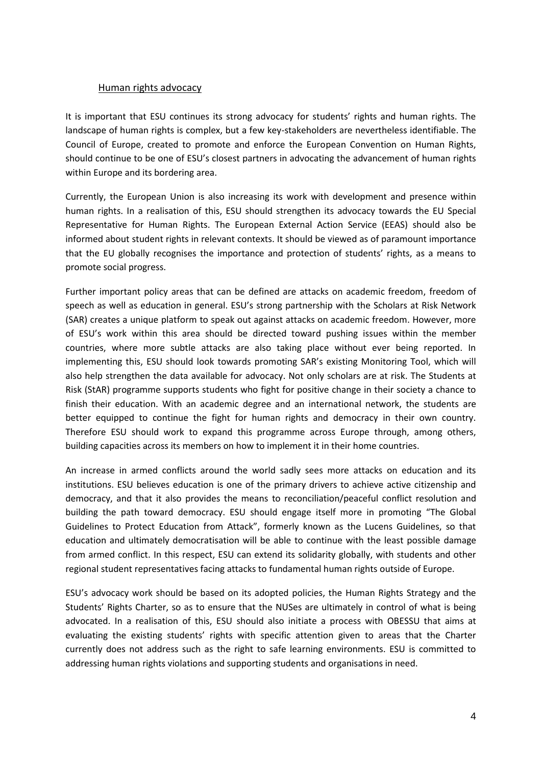## Human rights advocacy

It is important that ESU continues its strong advocacy for students' rights and human rights. The landscape of human rights is complex, but a few key-stakeholders are nevertheless identifiable. The Council of Europe, created to promote and enforce the European Convention on Human Rights, should continue to be one of ESU's closest partners in advocating the advancement of human rights within Europe and its bordering area.

Currently, the European Union is also increasing its work with development and presence within human rights. In a realisation of this, ESU should strengthen its advocacy towards the EU Special Representative for Human Rights. The European External Action Service (EEAS) should also be informed about student rights in relevant contexts. It should be viewed as of paramount importance that the EU globally recognises the importance and protection of students' rights, as a means to promote social progress.

Further important policy areas that can be defined are attacks on academic freedom, freedom of speech as well as education in general. ESU's strong partnership with the Scholars at Risk Network (SAR) creates a unique platform to speak out against attacks on academic freedom. However, more of ESU's work within this area should be directed toward pushing issues within the member countries, where more subtle attacks are also taking place without ever being reported. In implementing this, ESU should look towards promoting SAR's existing Monitoring Tool, which will also help strengthen the data available for advocacy. Not only scholars are at risk. The Students at Risk (StAR) programme supports students who fight for positive change in their society a chance to finish their education. With an academic degree and an international network, the students are better equipped to continue the fight for human rights and democracy in their own country. Therefore ESU should work to expand this programme across Europe through, among others, building capacities across its members on how to implement it in their home countries.

An increase in armed conflicts around the world sadly sees more attacks on education and its institutions. ESU believes education is one of the primary drivers to achieve active citizenship and democracy, and that it also provides the means to reconciliation/peaceful conflict resolution and building the path toward democracy. ESU should engage itself more in promoting "The Global Guidelines to Protect Education from Attack", formerly known as the Lucens Guidelines, so that education and ultimately democratisation will be able to continue with the least possible damage from armed conflict. In this respect, ESU can extend its solidarity globally, with students and other regional student representatives facing attacks to fundamental human rights outside of Europe.

ESU's advocacy work should be based on its adopted policies, the Human Rights Strategy and the Students' Rights Charter, so as to ensure that the NUSes are ultimately in control of what is being advocated. In a realisation of this, ESU should also initiate a process with OBESSU that aims at evaluating the existing students' rights with specific attention given to areas that the Charter currently does not address such as the right to safe learning environments. ESU is committed to addressing human rights violations and supporting students and organisations in need.